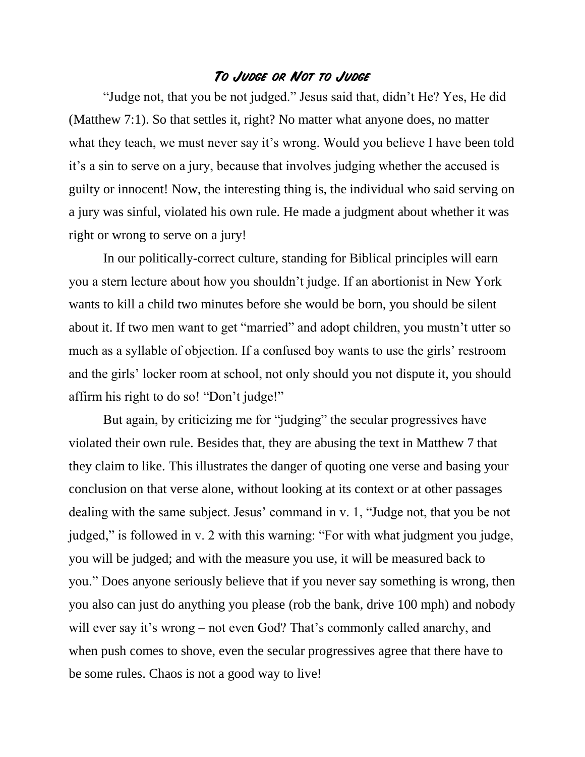# *To Judge or Not to Judge*

"Judge not, that you be not judged." Jesus said that, didn't He? Yes, He did (Matthew 7:1). So that settles it, right? No matter what anyone does, no matter what they teach, we must never say it's wrong. Would you believe I have been told it's a sin to serve on a jury, because that involves judging whether the accused is guilty or innocent! Now, the interesting thing is, the individual who said serving on a jury was sinful, violated his own rule. He made a judgment about whether it was right or wrong to serve on a jury!

In our politically-correct culture, standing for Biblical principles will earn you a stern lecture about how you shouldn't judge. If an abortionist in New York wants to kill a child two minutes before she would be born, you should be silent about it. If two men want to get "married" and adopt children, you mustn't utter so much as a syllable of objection. If a confused boy wants to use the girls' restroom and the girls' locker room at school, not only should you not dispute it, you should affirm his right to do so! "Don't judge!"

But again, by criticizing me for "judging" the secular progressives have violated their own rule. Besides that, they are abusing the text in Matthew 7 that they claim to like. This illustrates the danger of quoting one verse and basing your conclusion on that verse alone, without looking at its context or at other passages dealing with the same subject. Jesus' command in v. 1, "Judge not, that you be not judged," is followed in v. 2 with this warning: "For with what judgment you judge, you will be judged; and with the measure you use, it will be measured back to you." Does anyone seriously believe that if you never say something is wrong, then you also can just do anything you please (rob the bank, drive 100 mph) and nobody will ever say it's wrong – not even God? That's commonly called anarchy, and when push comes to shove, even the secular progressives agree that there have to be some rules. Chaos is not a good way to live!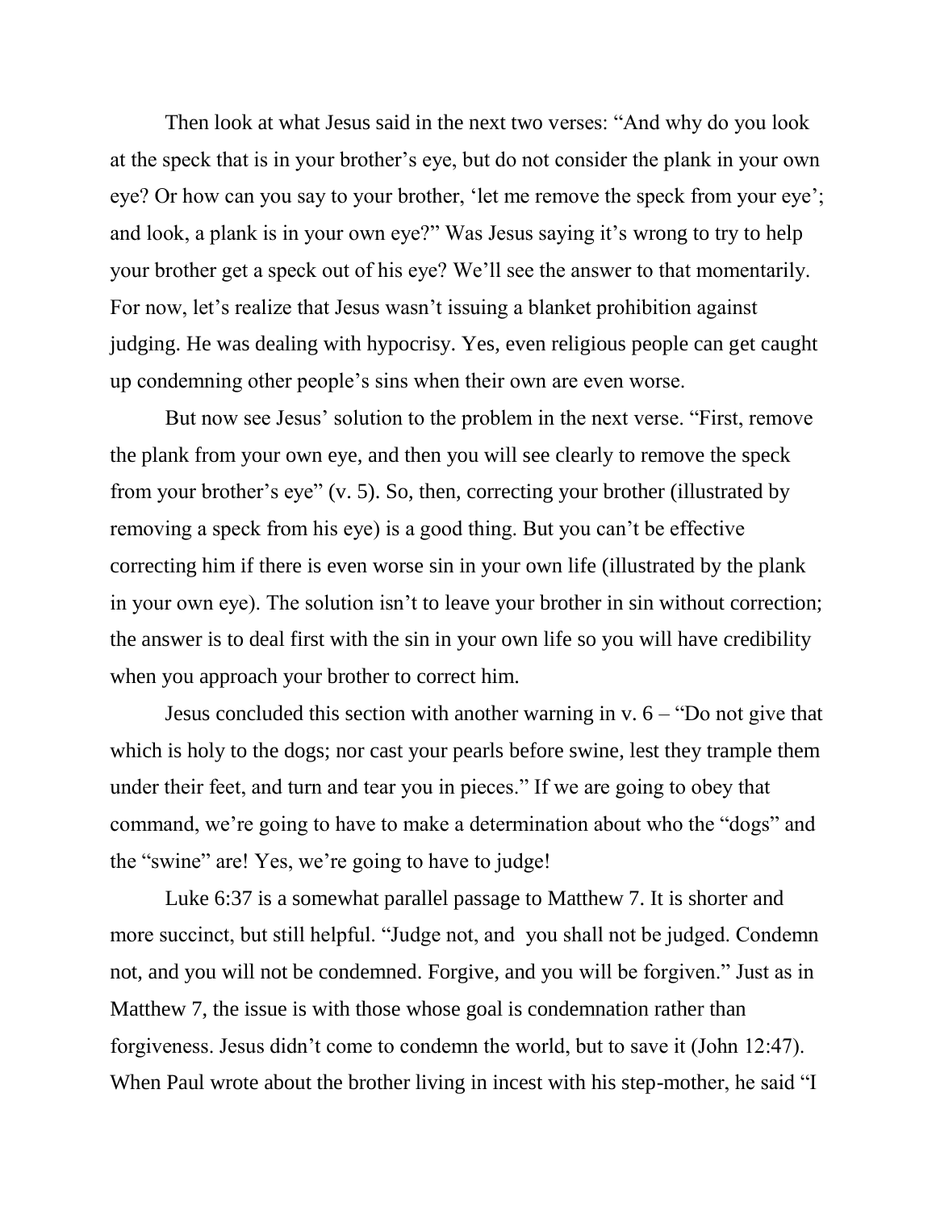Then look at what Jesus said in the next two verses: "And why do you look at the speck that is in your brother's eye, but do not consider the plank in your own eye? Or how can you say to your brother, 'let me remove the speck from your eye'; and look, a plank is in your own eye?" Was Jesus saying it's wrong to try to help your brother get a speck out of his eye? We'll see the answer to that momentarily. For now, let's realize that Jesus wasn't issuing a blanket prohibition against judging. He was dealing with hypocrisy. Yes, even religious people can get caught up condemning other people's sins when their own are even worse.

But now see Jesus' solution to the problem in the next verse. "First, remove the plank from your own eye, and then you will see clearly to remove the speck from your brother's eye" (v. 5). So, then, correcting your brother (illustrated by removing a speck from his eye) is a good thing. But you can't be effective correcting him if there is even worse sin in your own life (illustrated by the plank in your own eye). The solution isn't to leave your brother in sin without correction; the answer is to deal first with the sin in your own life so you will have credibility when you approach your brother to correct him.

Jesus concluded this section with another warning in v. 6 – "Do not give that which is holy to the dogs; nor cast your pearls before swine, lest they trample them under their feet, and turn and tear you in pieces." If we are going to obey that command, we're going to have to make a determination about who the "dogs" and the "swine" are! Yes, we're going to have to judge!

Luke 6:37 is a somewhat parallel passage to Matthew 7. It is shorter and more succinct, but still helpful. "Judge not, and you shall not be judged. Condemn not, and you will not be condemned. Forgive, and you will be forgiven." Just as in Matthew 7, the issue is with those whose goal is condemnation rather than forgiveness. Jesus didn't come to condemn the world, but to save it (John 12:47). When Paul wrote about the brother living in incest with his step-mother, he said "I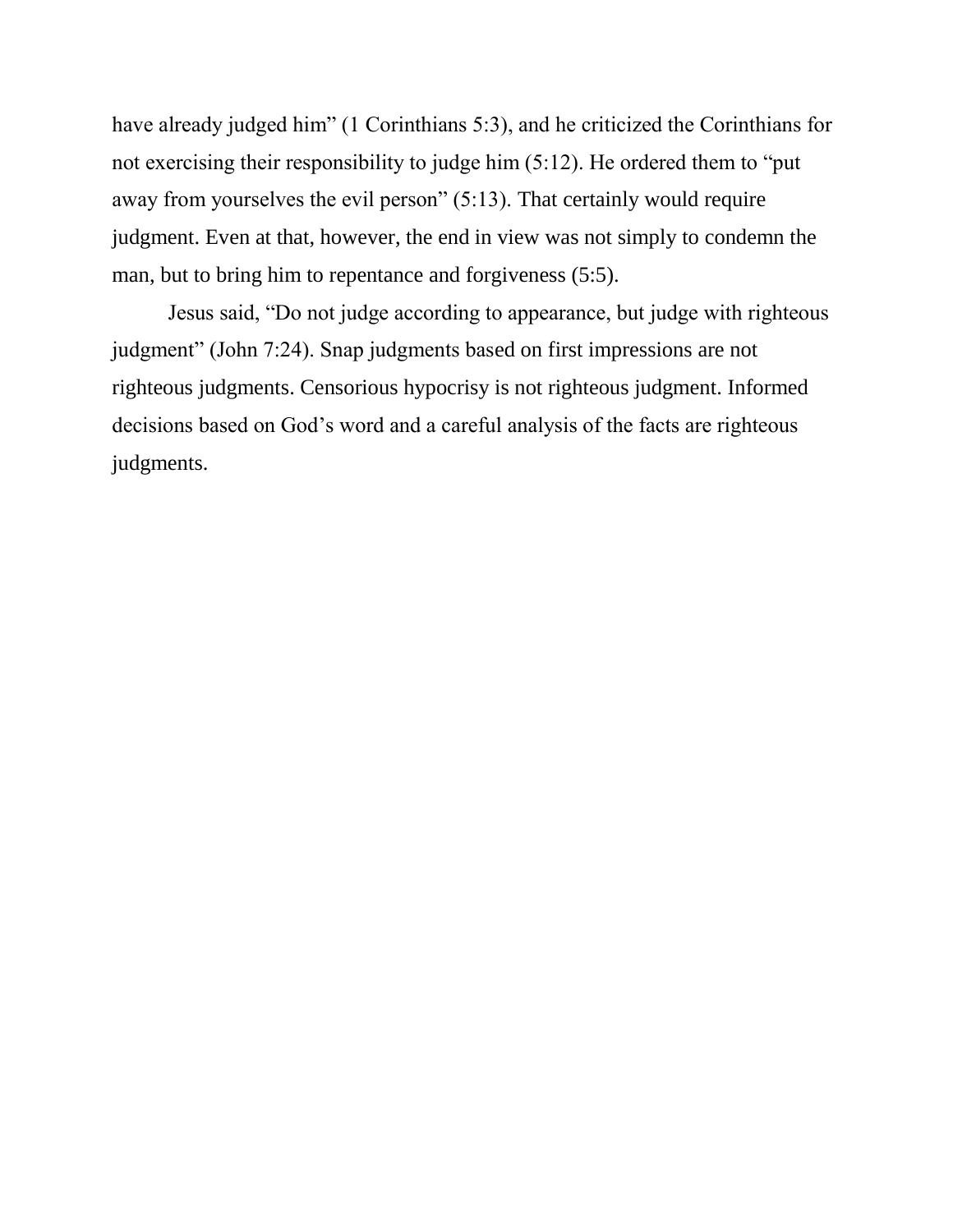have already judged him" (1 Corinthians 5:3), and he criticized the Corinthians for not exercising their responsibility to judge him (5:12). He ordered them to "put away from yourselves the evil person" (5:13). That certainly would require judgment. Even at that, however, the end in view was not simply to condemn the man, but to bring him to repentance and forgiveness (5:5).

Jesus said, "Do not judge according to appearance, but judge with righteous judgment" (John 7:24). Snap judgments based on first impressions are not righteous judgments. Censorious hypocrisy is not righteous judgment. Informed decisions based on God's word and a careful analysis of the facts are righteous judgments.